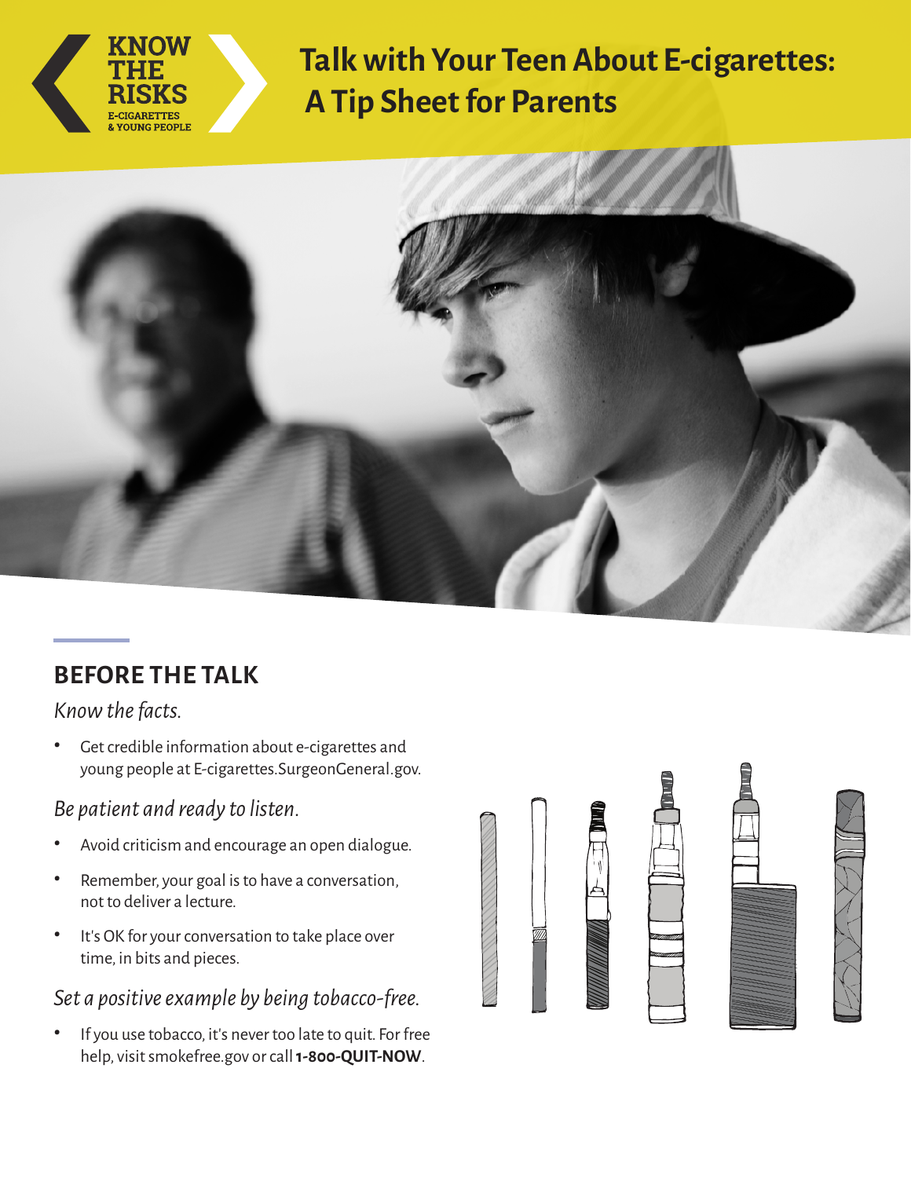KNOW THE RISKS
E-CIGARETTES & YOUNG PEOPLE

# Talk with Your Teen About E-cigarettes: A Tip Sheet for Parents

## BEFORE THE TALK

*Know the facts.*

- Get credible information about e-cigarettes and young people at E-cigarettes.SurgeonGeneral.gov.

*Be patient and ready to listen.*

- Avoid criticism and encourage an open dialogue.
- Remember, your goal is to have a conversation, not to deliver a lecture.
- It's OK for your conversation to take place over time, in bits and pieces.

*Set a positive example by being tobacco-free.*

- If you use tobacco, it's never too late to quit. For free help, visit smokefree.gov or call **1-800-QUIT-NOW**.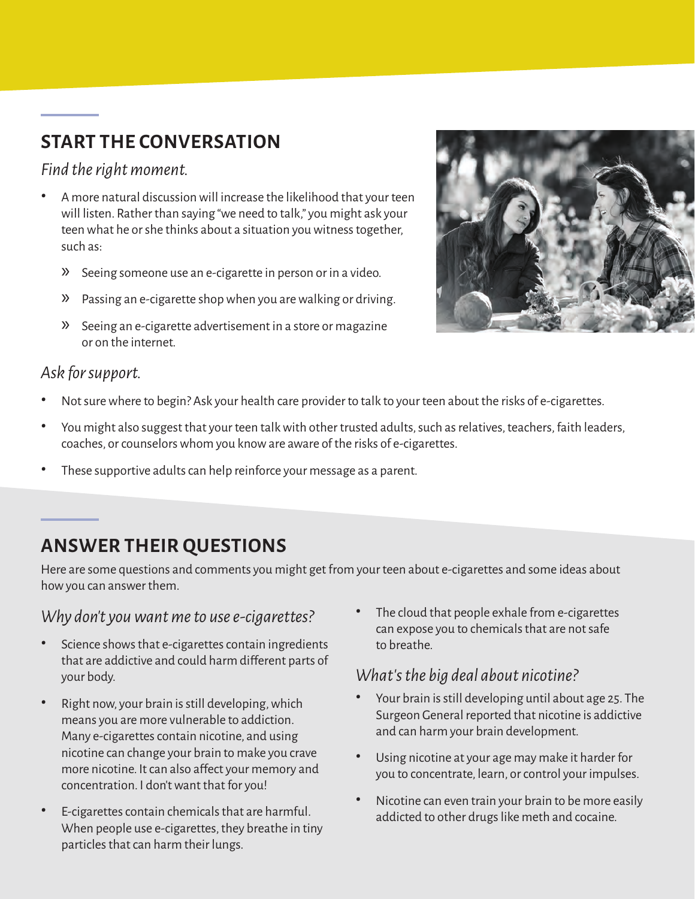## START THE CONVERSATION

*Find the right moment.*

- A more natural discussion will increase the likelihood that your teen will listen. Rather than saying "we need to talk," you might ask your teen what he or she thinks about a situation you witness together, such as:
  - » Seeing someone use an e-cigarette in person or in a video.
  - » Passing an e-cigarette shop when you are walking or driving.
  - » Seeing an e-cigarette advertisement in a store or magazine or on the internet.

*Ask for support.*

- Not sure where to begin? Ask your health care provider to talk to your teen about the risks of e-cigarettes.
- You might also suggest that your teen talk with other trusted adults, such as relatives, teachers, faith leaders, coaches, or counselors whom you know are aware of the risks of e-cigarettes.
- These supportive adults can help reinforce your message as a parent.

## ANSWER THEIR QUESTIONS

Here are some questions and comments you might get from your teen about e-cigarettes and some ideas about how you can answer them.

*Why don't you want me to use e-cigarettes?*

- Science shows that e-cigarettes contain ingredients that are addictive and could harm different parts of your body.
- Right now, your brain is still developing, which means you are more vulnerable to addiction. Many e-cigarettes contain nicotine, and using nicotine can change your brain to make you crave more nicotine. It can also affect your memory and concentration. I don't want that for you!
- E-cigarettes contain chemicals that are harmful. When people use e-cigarettes, they breathe in tiny particles that can harm their lungs.
- The cloud that people exhale from e-cigarettes can expose you to chemicals that are not safe to breathe.

*What's the big deal about nicotine?*

- Your brain is still developing until about age 25. The Surgeon General reported that nicotine is addictive and can harm your brain development.
- Using nicotine at your age may make it harder for you to concentrate, learn, or control your impulses.
- Nicotine can even train your brain to be more easily addicted to other drugs like meth and cocaine.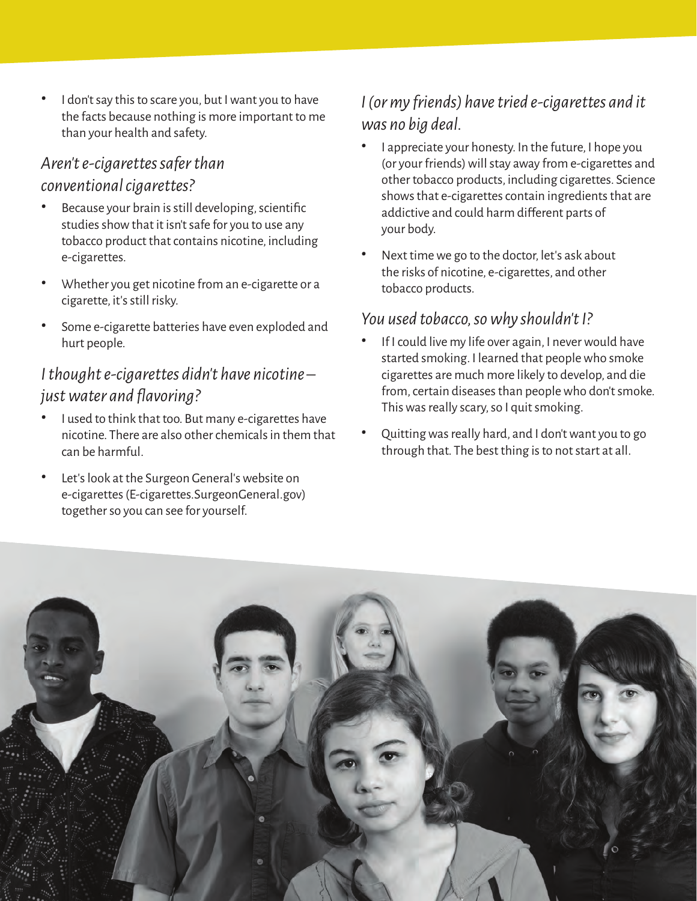- I don't say this to scare you, but I want you to have the facts because nothing is more important to me than your health and safety.

### *Aren't e-cigarettes safer than conventional cigarettes?*

- Because your brain is still developing, scientific studies show that it isn't safe for you to use any tobacco product that contains nicotine, including e-cigarettes.
- Whether you get nicotine from an e-cigarette or a cigarette, it's still risky.
- Some e-cigarette batteries have even exploded and hurt people.

### *I thought e-cigarettes didn't have nicotine—just water and flavoring?*

- I used to think that too. But many e-cigarettes have nicotine. There are also other chemicals in them that can be harmful.
- Let's look at the Surgeon General's website on e-cigarettes (E-cigarettes.SurgeonGeneral.gov) together so you can see for yourself.

### *I (or my friends) have tried e-cigarettes and it was no big deal.*

- I appreciate your honesty. In the future, I hope you (or your friends) will stay away from e-cigarettes and other tobacco products, including cigarettes. Science shows that e-cigarettes contain ingredients that are addictive and could harm different parts of your body.
- Next time we go to the doctor, let's ask about the risks of nicotine, e-cigarettes, and other tobacco products.

### *You used tobacco, so why shouldn't I?*

- If I could live my life over again, I never would have started smoking. I learned that people who smoke cigarettes are much more likely to develop, and die from, certain diseases than people who don't smoke. This was really scary, so I quit smoking.
- Quitting was really hard, and I don't want you to go through that. The best thing is to not start at all.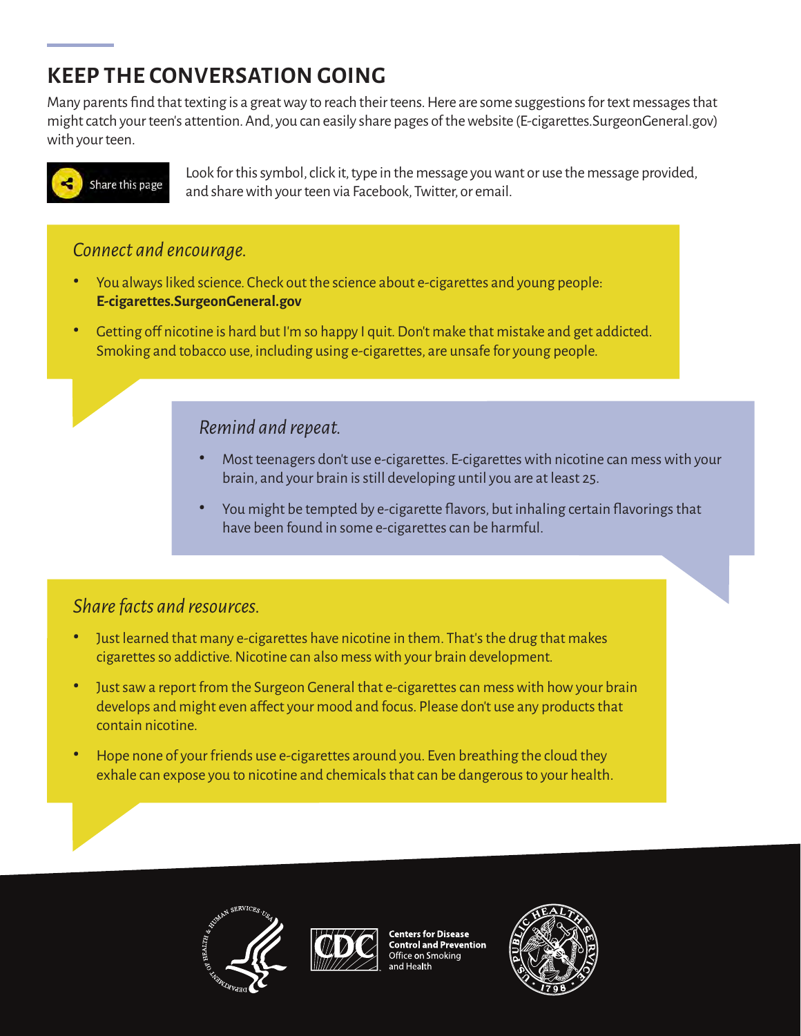## KEEP THE CONVERSATION GOING

Many parents find that texting is a great way to reach their teens. Here are some suggestions for text messages that might catch your teen's attention. And, you can easily share pages of the website (E-cigarettes.SurgeonGeneral.gov) with your teen.

Share this page

Look for this symbol, click it, type in the message you want or use the message provided, and share with your teen via Facebook, Twitter, or email.

### *Connect and encourage.*

- You always liked science. Check out the science about e-cigarettes and young people: **E-cigarettes.SurgeonGeneral.gov**
- Getting off nicotine is hard but I'm so happy I quit. Don't make that mistake and get addicted. Smoking and tobacco use, including using e-cigarettes, are unsafe for young people.

### *Remind and repeat.*

- Most teenagers don't use e-cigarettes. E-cigarettes with nicotine can mess with your brain, and your brain is still developing until you are at least 25.
- You might be tempted by e-cigarette flavors, but inhaling certain flavorings that have been found in some e-cigarettes can be harmful.

### *Share facts and resources.*

- Just learned that many e-cigarettes have nicotine in them. That's the drug that makes cigarettes so addictive. Nicotine can also mess with your brain development.
- Just saw a report from the Surgeon General that e-cigarettes can mess with how your brain develops and might even affect your mood and focus. Please don't use any products that contain nicotine.
- Hope none of your friends use e-cigarettes around you. Even breathing the cloud they exhale can expose you to nicotine and chemicals that can be dangerous to your health.

Centers for Disease Control and Prevention
Office on Smoking and Health